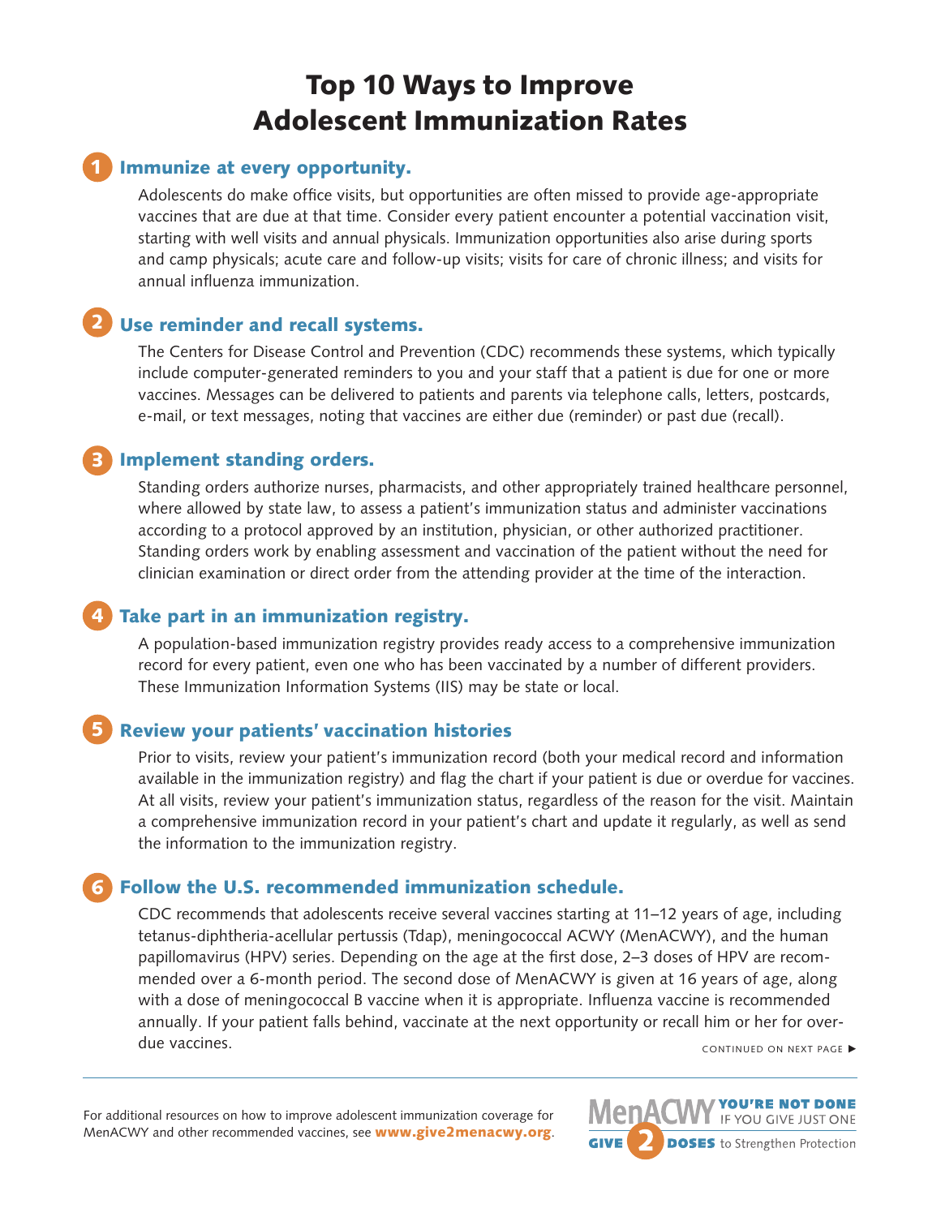# Top 10 Ways to Improve Adolescent Immunization Rates

## 1 Immunize at every opportunity.

Adolescents do make office visits, but opportunities are often missed to provide age-appropriate vaccines that are due at that time. Consider every patient encounter a potential vaccination visit, starting with well visits and annual physicals. Immunization opportunities also arise during sports and camp physicals; acute care and follow-up visits; visits for care of chronic illness; and visits for annual influenza immunization.

## 2 Use reminder and recall systems.

The Centers for Disease Control and Prevention (CDC) recommends these systems, which typically include computer-generated reminders to you and your staff that a patient is due for one or more vaccines. Messages can be delivered to patients and parents via telephone calls, letters, postcards, e-mail, or text messages, noting that vaccines are either due (reminder) or past due (recall).

## 3 Implement standing orders.

Standing orders authorize nurses, pharmacists, and other appropriately trained healthcare personnel, where allowed by state law, to assess a patient's immunization status and administer vaccinations according to a protocol approved by an institution, physician, or other authorized practitioner. Standing orders work by enabling assessment and vaccination of the patient without the need for clinician examination or direct order from the attending provider at the time of the interaction.

## 4 Take part in an immunization registry.

A population-based immunization registry provides ready access to a comprehensive immunization record for every patient, even one who has been vaccinated by a number of different providers. These Immunization Information Systems (IIS) may be state or local.

## 5 Review your patients' vaccination histories

Prior to visits, review your patient's immunization record (both your medical record and information available in the immunization registry) and flag the chart if your patient is due or overdue for vaccines. At all visits, review your patient's immunization status, regardless of the reason for the visit. Maintain a comprehensive immunization record in your patient's chart and update it regularly, as well as send the information to the immunization registry.

## 6 Follow the U.S. recommended immunization schedule.

CDC recommends that adolescents receive several vaccines starting at 11–12 years of age, including tetanus-diphtheria-acellular pertussis (Tdap), meningococcal ACWY (MenACWY), and the human papillomavirus (HPV) series. Depending on the age at the first dose, 2–3 doses of HPV are recommended over a 6-month period. The second dose of MenACWY is given at 16 years of age, along with a dose of meningococcal B vaccine when it is appropriate. Influenza vaccine is recommended annually. If your patient falls behind, vaccinate at the next opportunity or recall him or her for overdue vaccines.

CONTINUED ON NEXT PAGE ▶

For additional resources on how to improve adolescent immunization coverage for MenACWY and other recommended vaccines, see **www.give2menacwy.org**.

MenACWY **YOU'RE NOT DONE** IF YOU GIVE JUST ONE
**GIVE 2 DOSES** to Strengthen Protection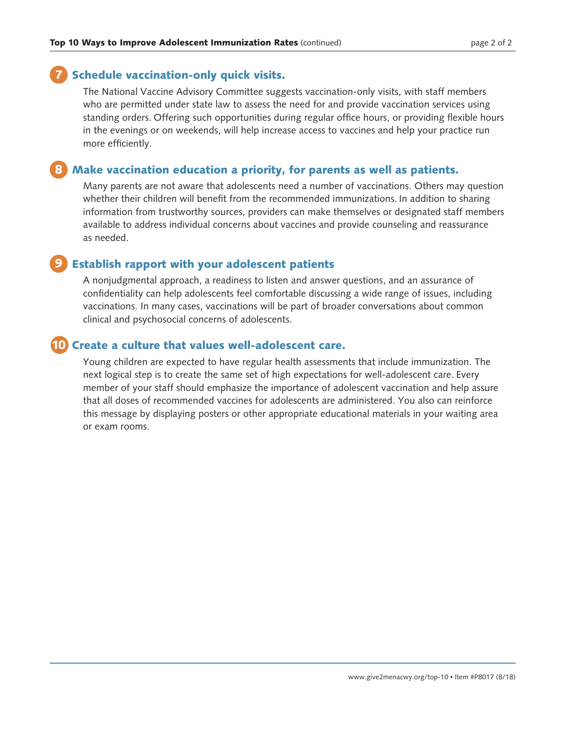## 7 Schedule vaccination-only quick visits.

The National Vaccine Advisory Committee suggests vaccination-only visits, with staff members who are permitted under state law to assess the need for and provide vaccination services using standing orders. Offering such opportunities during regular office hours, or providing flexible hours in the evenings or on weekends, will help increase access to vaccines and help your practice run more efficiently.

## 8 Make vaccination education a priority, for parents as well as patients.

Many parents are not aware that adolescents need a number of vaccinations. Others may question whether their children will benefit from the recommended immunizations. In addition to sharing information from trustworthy sources, providers can make themselves or designated staff members available to address individual concerns about vaccines and provide counseling and reassurance as needed.

## 9 Establish rapport with your adolescent patients

A nonjudgmental approach, a readiness to listen and answer questions, and an assurance of confidentiality can help adolescents feel comfortable discussing a wide range of issues, including vaccinations. In many cases, vaccinations will be part of broader conversations about common clinical and psychosocial concerns of adolescents.

## 10 Create a culture that values well-adolescent care.

Young children are expected to have regular health assessments that include immunization. The next logical step is to create the same set of high expectations for well-adolescent care. Every member of your staff should emphasize the importance of adolescent vaccination and help assure that all doses of recommended vaccines for adolescents are administered. You also can reinforce this message by displaying posters or other appropriate educational materials in your waiting area or exam rooms.